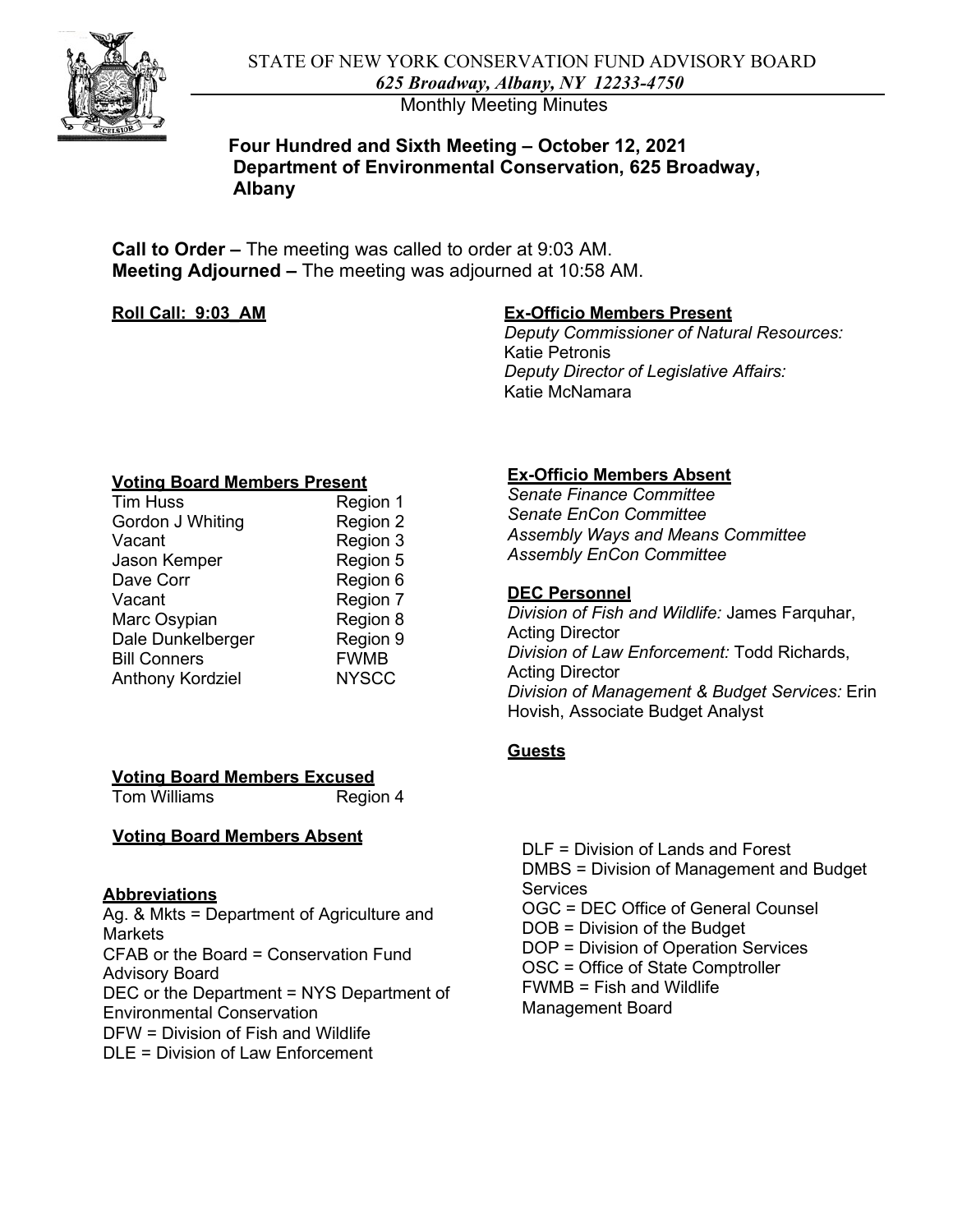STATE OF NEW YORK CONSERVATION FUND ADVISORY BOARD

*625 Broadway, Albany, NY 12233-4750*

Monthly Meeting Minutes

**Four Hundred and Sixth Meeting – October 12, 2021**
**Department of Environmental Conservation, 625 Broadway, Albany**

**Call to Order –** The meeting was called to order at 9:03 AM.
**Meeting Adjourned –** The meeting was adjourned at 10:58 AM.

**Roll Call: 9:03_AM**

**Voting Board Members Present**

| | |
|---|---|
| Tim Huss | Region 1 |
| Gordon J Whiting | Region 2 |
| Vacant | Region 3 |
| Jason Kemper | Region 5 |
| Dave Corr | Region 6 |
| Vacant | Region 7 |
| Marc Osypian | Region 8 |
| Dale Dunkelberger | Region 9 |
| Bill Conners | FWMB |
| Anthony Kordziel | NYSCC |

**Voting Board Members Excused**

| | |
|---|---|
| Tom Williams | Region 4 |

**Voting Board Members Absent**

**Ex-Officio Members Present**

*Deputy Commissioner of Natural Resources:* Katie Petronis
*Deputy Director of Legislative Affairs:* Katie McNamara

**Ex-Officio Members Absent**

*Senate Finance Committee*
*Senate EnCon Committee*
*Assembly Ways and Means Committee*
*Assembly EnCon Committee*

**DEC Personnel**

*Division of Fish and Wildlife:* James Farquhar, Acting Director
*Division of Law Enforcement:* Todd Richards, Acting Director
*Division of Management & Budget Services:* Erin Hovish, Associate Budget Analyst

**Guests**

**Abbreviations**

Ag. & Mkts = Department of Agriculture and Markets
CFAB or the Board = Conservation Fund Advisory Board
DEC or the Department = NYS Department of Environmental Conservation
DFW = Division of Fish and Wildlife
DLE = Division of Law Enforcement
DLF = Division of Lands and Forest
DMBS = Division of Management and Budget Services
OGC = DEC Office of General Counsel
DOB = Division of the Budget
DOP = Division of Operation Services
OSC = Office of State Comptroller
FWMB = Fish and Wildlife Management Board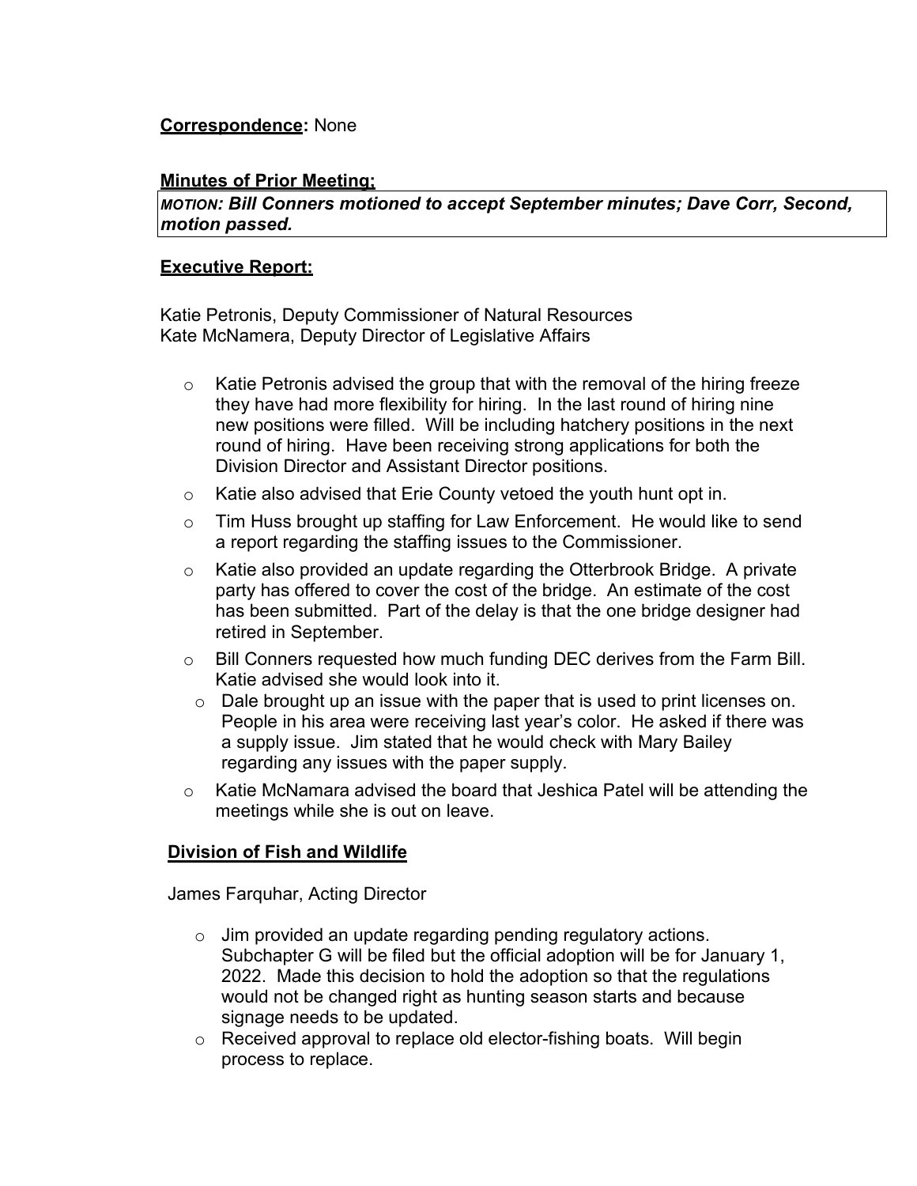**Correspondence:** None

**Minutes of Prior Meeting:**

> *MOTION:* ***Bill Conners motioned to accept September minutes; Dave Corr, Second, motion passed.***

**Executive Report:**

Katie Petronis, Deputy Commissioner of Natural Resources
Kate McNamera, Deputy Director of Legislative Affairs

- Katie Petronis advised the group that with the removal of the hiring freeze they have had more flexibility for hiring. In the last round of hiring nine new positions were filled. Will be including hatchery positions in the next round of hiring. Have been receiving strong applications for both the Division Director and Assistant Director positions.
- Katie also advised that Erie County vetoed the youth hunt opt in.
- Tim Huss brought up staffing for Law Enforcement. He would like to send a report regarding the staffing issues to the Commissioner.
- Katie also provided an update regarding the Otterbrook Bridge. A private party has offered to cover the cost of the bridge. An estimate of the cost has been submitted. Part of the delay is that the one bridge designer had retired in September.
- Bill Conners requested how much funding DEC derives from the Farm Bill. Katie advised she would look into it.
- Dale brought up an issue with the paper that is used to print licenses on. People in his area were receiving last year's color. He asked if there was a supply issue. Jim stated that he would check with Mary Bailey regarding any issues with the paper supply.
- Katie McNamara advised the board that Jeshica Patel will be attending the meetings while she is out on leave.

**Division of Fish and Wildlife**

James Farquhar, Acting Director

- Jim provided an update regarding pending regulatory actions. Subchapter G will be filed but the official adoption will be for January 1, 2022. Made this decision to hold the adoption so that the regulations would not be changed right as hunting season starts and because signage needs to be updated.
- Received approval to replace old elector-fishing boats. Will begin process to replace.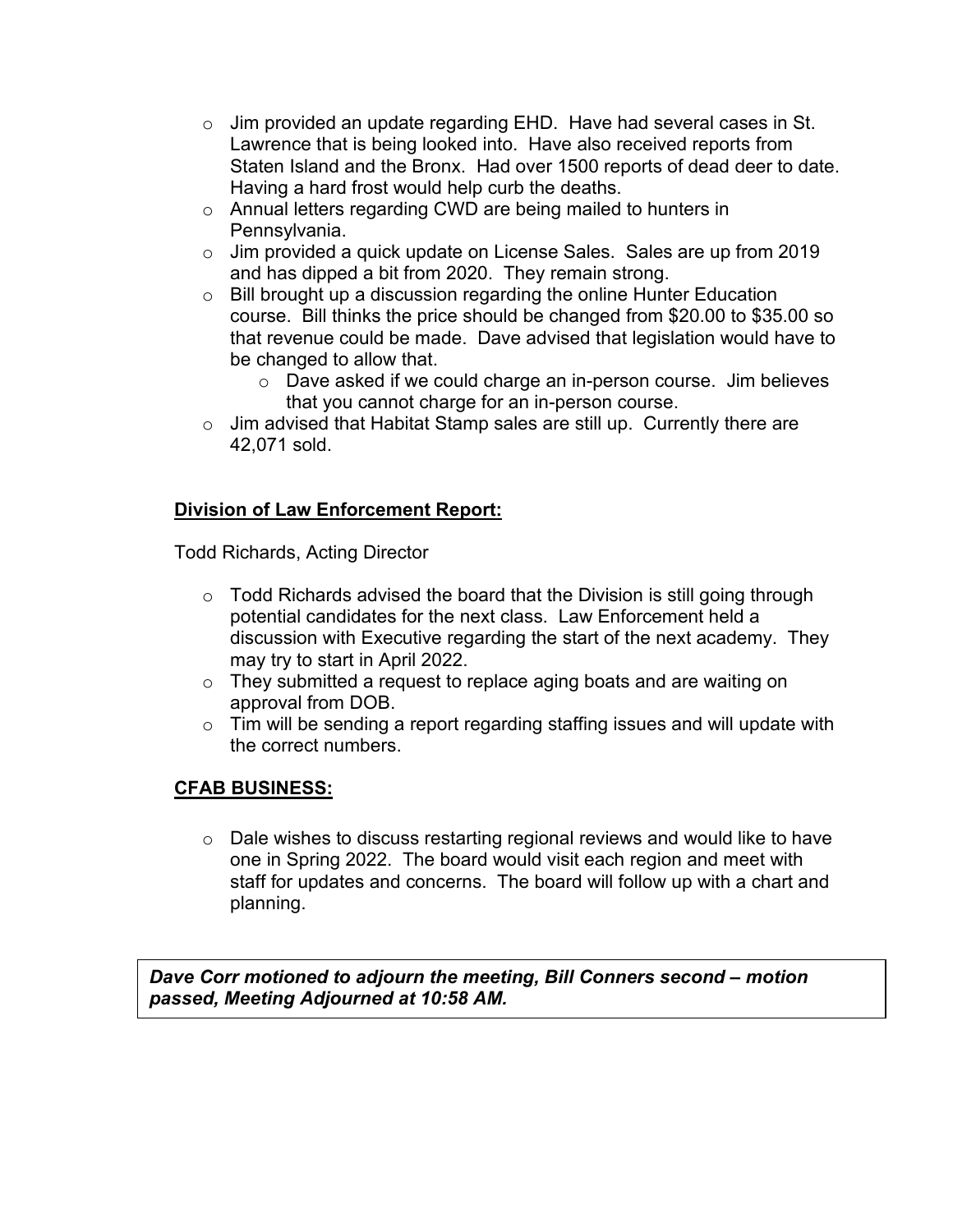- Jim provided an update regarding EHD. Have had several cases in St. Lawrence that is being looked into. Have also received reports from Staten Island and the Bronx. Had over 1500 reports of dead deer to date. Having a hard frost would help curb the deaths.
- Annual letters regarding CWD are being mailed to hunters in Pennsylvania.
- Jim provided a quick update on License Sales. Sales are up from 2019 and has dipped a bit from 2020. They remain strong.
- Bill brought up a discussion regarding the online Hunter Education course. Bill thinks the price should be changed from $20.00 to $35.00 so that revenue could be made. Dave advised that legislation would have to be changed to allow that.
  - Dave asked if we could charge an in-person course. Jim believes that you cannot charge for an in-person course.
- Jim advised that Habitat Stamp sales are still up. Currently there are 42,071 sold.

## <u>Division of Law Enforcement Report:</u>

Todd Richards, Acting Director

- Todd Richards advised the board that the Division is still going through potential candidates for the next class. Law Enforcement held a discussion with Executive regarding the start of the next academy. They may try to start in April 2022.
- They submitted a request to replace aging boats and are waiting on approval from DOB.
- Tim will be sending a report regarding staffing issues and will update with the correct numbers.

## <u>CFAB BUSINESS:</u>

- Dale wishes to discuss restarting regional reviews and would like to have one in Spring 2022. The board would visit each region and meet with staff for updates and concerns. The board will follow up with a chart and planning.

***Dave Corr motioned to adjourn the meeting, Bill Conners second – motion passed, Meeting Adjourned at 10:58 AM.***